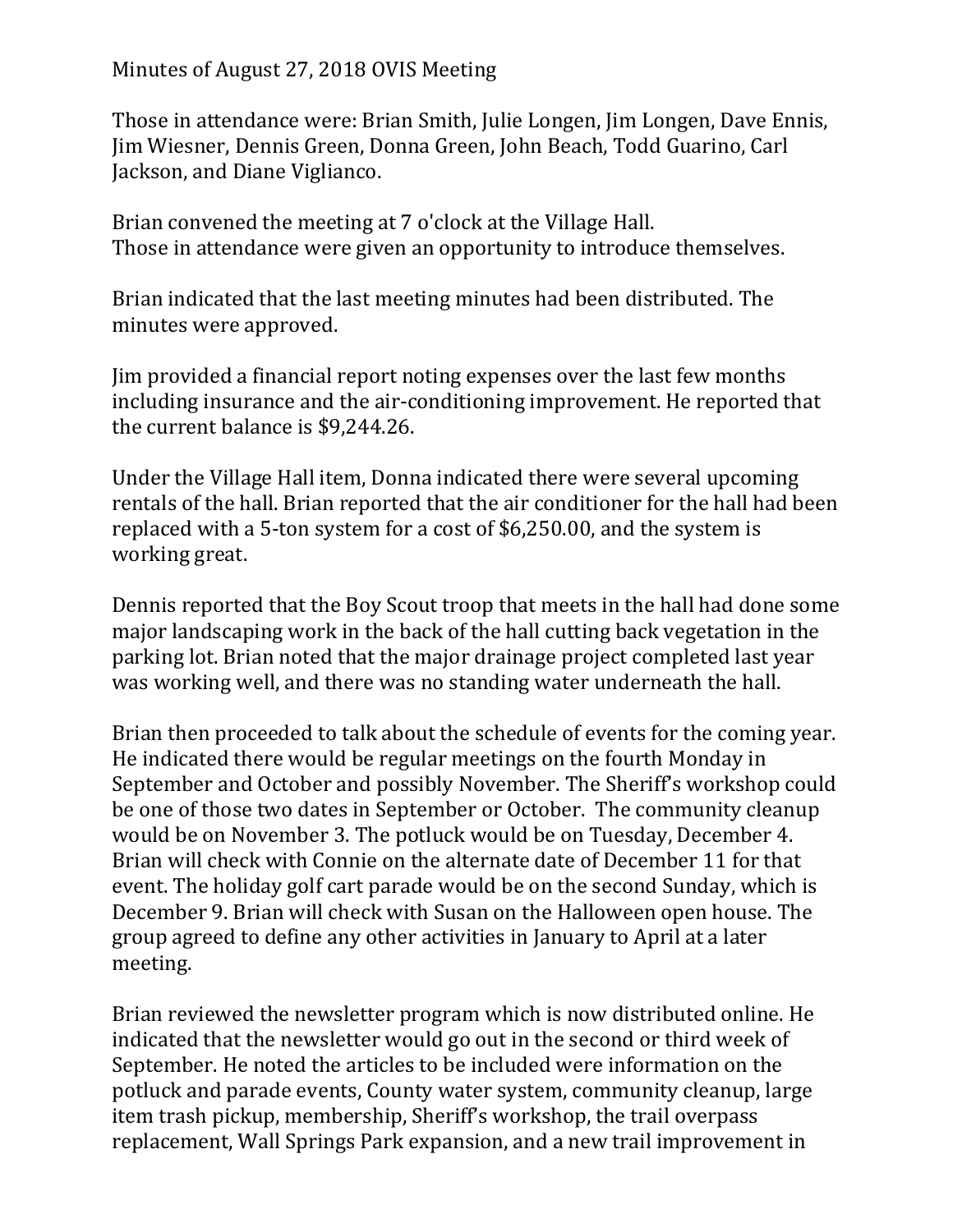Minutes of August 27, 2018 OVIS Meeting

Those in attendance were: Brian Smith, Julie Longen, Jim Longen, Dave Ennis, Jim Wiesner, Dennis Green, Donna Green, John Beach, Todd Guarino, Carl Jackson, and Diane Viglianco.

Brian convened the meeting at 7 o'clock at the Village Hall.
Those in attendance were given an opportunity to introduce themselves.

Brian indicated that the last meeting minutes had been distributed. The minutes were approved.

Jim provided a financial report noting expenses over the last few months including insurance and the air-conditioning improvement. He reported that the current balance is $9,244.26.

Under the Village Hall item, Donna indicated there were several upcoming rentals of the hall. Brian reported that the air conditioner for the hall had been replaced with a 5-ton system for a cost of $6,250.00, and the system is working great.

Dennis reported that the Boy Scout troop that meets in the hall had done some major landscaping work in the back of the hall cutting back vegetation in the parking lot. Brian noted that the major drainage project completed last year was working well, and there was no standing water underneath the hall.

Brian then proceeded to talk about the schedule of events for the coming year. He indicated there would be regular meetings on the fourth Monday in September and October and possibly November. The Sheriff's workshop could be one of those two dates in September or October. The community cleanup would be on November 3. The potluck would be on Tuesday, December 4. Brian will check with Connie on the alternate date of December 11 for that event. The holiday golf cart parade would be on the second Sunday, which is December 9. Brian will check with Susan on the Halloween open house. The group agreed to define any other activities in January to April at a later meeting.

Brian reviewed the newsletter program which is now distributed online. He indicated that the newsletter would go out in the second or third week of September. He noted the articles to be included were information on the potluck and parade events, County water system, community cleanup, large item trash pickup, membership, Sheriff's workshop, the trail overpass replacement, Wall Springs Park expansion, and a new trail improvement in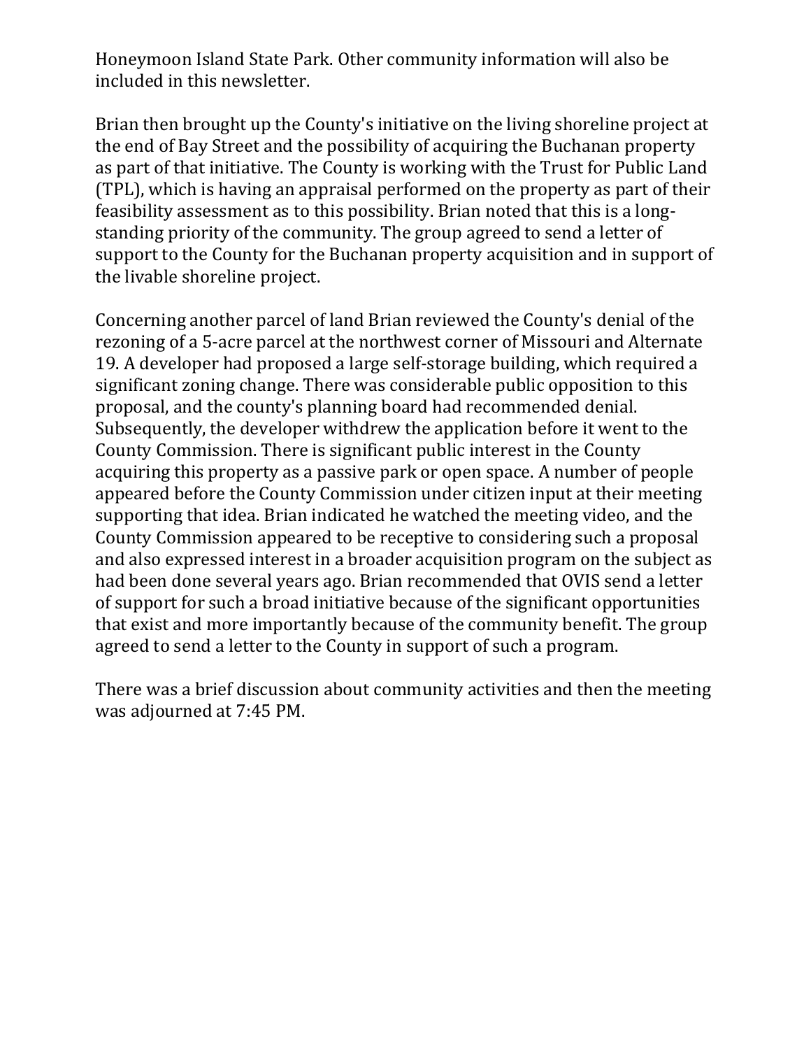Honeymoon Island State Park. Other community information will also be included in this newsletter.

Brian then brought up the County's initiative on the living shoreline project at the end of Bay Street and the possibility of acquiring the Buchanan property as part of that initiative. The County is working with the Trust for Public Land (TPL), which is having an appraisal performed on the property as part of their feasibility assessment as to this possibility. Brian noted that this is a long-standing priority of the community. The group agreed to send a letter of support to the County for the Buchanan property acquisition and in support of the livable shoreline project.

Concerning another parcel of land Brian reviewed the County's denial of the rezoning of a 5-acre parcel at the northwest corner of Missouri and Alternate 19. A developer had proposed a large self-storage building, which required a significant zoning change. There was considerable public opposition to this proposal, and the county's planning board had recommended denial. Subsequently, the developer withdrew the application before it went to the County Commission. There is significant public interest in the County acquiring this property as a passive park or open space. A number of people appeared before the County Commission under citizen input at their meeting supporting that idea. Brian indicated he watched the meeting video, and the County Commission appeared to be receptive to considering such a proposal and also expressed interest in a broader acquisition program on the subject as had been done several years ago. Brian recommended that OVIS send a letter of support for such a broad initiative because of the significant opportunities that exist and more importantly because of the community benefit. The group agreed to send a letter to the County in support of such a program.

There was a brief discussion about community activities and then the meeting was adjourned at 7:45 PM.